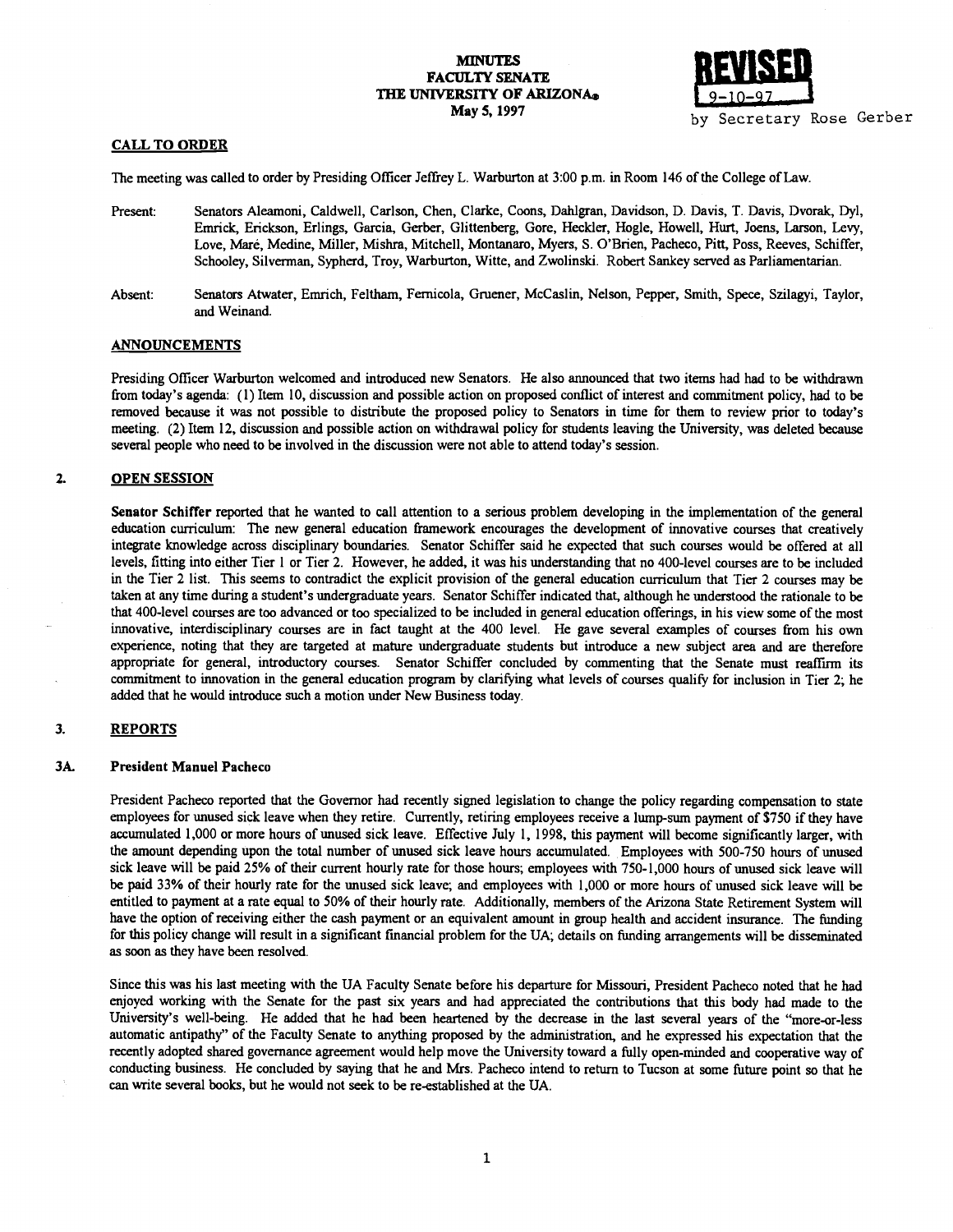# MINUTES
## FACULTY SENATE
## THE UNIVERSITY OF ARIZONA®
### May 5, 1997

**REVISED** 9-10-97 by Secretary Rose Gerber

## CALL TO ORDER

The meeting was called to order by Presiding Officer Jeffrey L. Warburton at 3:00 p.m. in Room 146 of the College of Law.

Present: Senators Aleamoni, Caldwell, Carlson, Chen, Clarke, Coons, Dahlgran, Davidson, D. Davis, T. Davis, Dvorak, Dyl, Emrick, Erickson, Erlings, Garcia, Gerber, Glittenberg, Gore, Heckler, Hogle, Howell, Hurt, Joens, Larson, Levy, Love, Maré, Medine, Miller, Mishra, Mitchell, Montanaro, Myers, S. O'Brien, Pacheco, Pitt, Poss, Reeves, Schiffer, Schooley, Silverman, Sypherd, Troy, Warburton, Witte, and Zwolinski. Robert Sankey served as Parliamentarian.

Absent: Senators Atwater, Emrich, Feltham, Fernicola, Gruener, McCaslin, Nelson, Pepper, Smith, Spece, Szilagyi, Taylor, and Weinand.

## ANNOUNCEMENTS

Presiding Officer Warburton welcomed and introduced new Senators. He also announced that two items had had to be withdrawn from today's agenda: (1) Item 10, discussion and possible action on proposed conflict of interest and commitment policy, had to be removed because it was not possible to distribute the proposed policy to Senators in time for them to review prior to today's meeting. (2) Item 12, discussion and possible action on withdrawal policy for students leaving the University, was deleted because several people who need to be involved in the discussion were not able to attend today's session.

## 2. OPEN SESSION

**Senator Schiffer** reported that he wanted to call attention to a serious problem developing in the implementation of the general education curriculum: The new general education framework encourages the development of innovative courses that creatively integrate knowledge across disciplinary boundaries. Senator Schiffer said he expected that such courses would be offered at all levels, fitting into either Tier 1 or Tier 2. However, he added, it was his understanding that no 400-level courses are to be included in the Tier 2 list. This seems to contradict the explicit provision of the general education curriculum that Tier 2 courses may be taken at any time during a student's undergraduate years. Senator Schiffer indicated that, although he understood the rationale to be that 400-level courses are too advanced or too specialized to be included in general education offerings, in his view some of the most innovative, interdisciplinary courses are in fact taught at the 400 level. He gave several examples of courses from his own experience, noting that they are targeted at mature undergraduate students but introduce a new subject area and are therefore appropriate for general, introductory courses. Senator Schiffer concluded by commenting that the Senate must reaffirm its commitment to innovation in the general education program by clarifying what levels of courses qualify for inclusion in Tier 2; he added that he would introduce such a motion under New Business today.

## 3. REPORTS

### 3A. President Manuel Pacheco

President Pacheco reported that the Governor had recently signed legislation to change the policy regarding compensation to state employees for unused sick leave when they retire. Currently, retiring employees receive a lump-sum payment of $750 if they have accumulated 1,000 or more hours of unused sick leave. Effective July 1, 1998, this payment will become significantly larger, with the amount depending upon the total number of unused sick leave hours accumulated. Employees with 500-750 hours of unused sick leave will be paid 25% of their current hourly rate for those hours; employees with 750-1,000 hours of unused sick leave will be paid 33% of their hourly rate for the unused sick leave; and employees with 1,000 or more hours of unused sick leave will be entitled to payment at a rate equal to 50% of their hourly rate. Additionally, members of the Arizona State Retirement System will have the option of receiving either the cash payment or an equivalent amount in group health and accident insurance. The funding for this policy change will result in a significant financial problem for the UA; details on funding arrangements will be disseminated as soon as they have been resolved.

Since this was his last meeting with the UA Faculty Senate before his departure for Missouri, President Pacheco noted that he had enjoyed working with the Senate for the past six years and had appreciated the contributions that this body had made to the University's well-being. He added that he had been heartened by the decrease in the last several years of the "more-or-less automatic antipathy" of the Faculty Senate to anything proposed by the administration, and he expressed his expectation that the recently adopted shared governance agreement would help move the University toward a fully open-minded and cooperative way of conducting business. He concluded by saying that he and Mrs. Pacheco intend to return to Tucson at some future point so that he can write several books, but he would not seek to be re-established at the UA.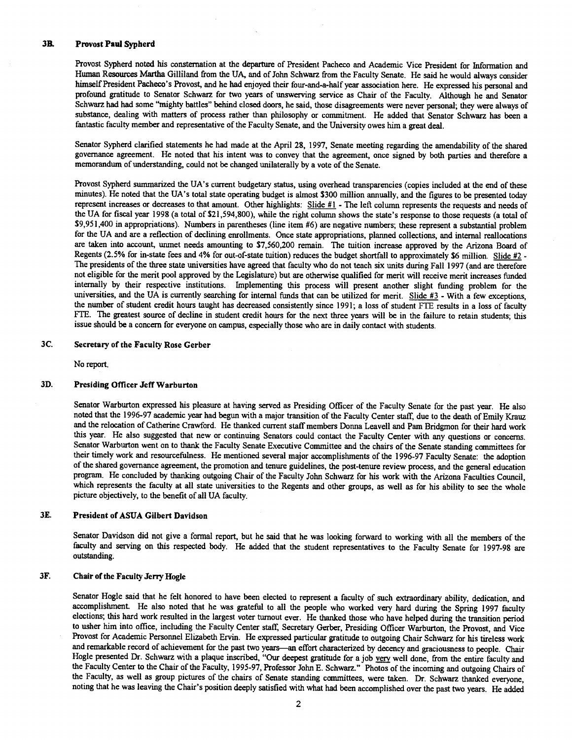### 3B. Provost Paul Sypherd

Provost Sypherd noted his consternation at the departure of President Pacheco and Academic Vice President for Information and Human Resources Martha Gilliland from the UA, and of John Schwarz from the Faculty Senate. He said he would always consider himself President Pacheco's Provost, and he had enjoyed their four-and-a-half year association here. He expressed his personal and profound gratitude to Senator Schwarz for two years of unswerving service as Chair of the Faculty. Although he and Senator Schwarz had had some "mighty battles" behind closed doors, he said, those disagreements were never personal; they were always of substance, dealing with matters of process rather than philosophy or commitment. He added that Senator Schwarz has been a fantastic faculty member and representative of the Faculty Senate, and the University owes him a great deal.

Senator Sypherd clarified statements he had made at the April 28, 1997, Senate meeting regarding the amendability of the shared governance agreement. He noted that his intent was to convey that the agreement, once signed by both parties and therefore a memorandum of understanding, could not be changed unilaterally by a vote of the Senate.

Provost Sypherd summarized the UA's current budgetary status, using overhead transparencies (copies included at the end of these minutes). He noted that the UA's total state operating budget is almost $300 million annually, and the figures to be presented today represent increases or decreases to that amount. Other highlights: Slide #1 - The left column represents the requests and needs of the UA for fiscal year 1998 (a total of $21,594,800), while the right column shows the state's response to those requests (a total of $9,951,400 in appropriations). Numbers in parentheses (line item #6) are negative numbers; these represent a substantial problem for the UA and are a reflection of declining enrollments. Once state appropriations, planned collections, and internal reallocations are taken into account, unmet needs amounting to $7,560,200 remain. The tuition increase approved by the Arizona Board of Regents (2.5% for in-state fees and 4% for out-of-state tuition) reduces the budget shortfall to approximately $6 million. Slide #2 - The presidents of the three state universities have agreed that faculty who do not teach six units during Fall 1997 (and are therefore not eligible for the merit pool approved by the Legislature) but are otherwise qualified for merit will receive merit increases funded internally by their respective institutions. Implementing this process will present another slight funding problem for the universities, and the UA is currently searching for internal funds that can be utilized for merit. Slide #3 - With a few exceptions, the number of student credit hours taught has decreased consistently since 1991; a loss of student FTE results in a loss of faculty FTE. The greatest source of decline in student credit hours for the next three years will be in the failure to retain students; this issue should be a concern for everyone on campus, especially those who are in daily contact with students.

### 3C. Secretary of the Faculty Rose Gerber

No report.

### 3D. Presiding Officer Jeff Warburton

Senator Warburton expressed his pleasure at having served as Presiding Officer of the Faculty Senate for the past year. He also noted that the 1996-97 academic year had begun with a major transition of the Faculty Center staff, due to the death of Emily Krauz and the relocation of Catherine Crawford. He thanked current staff members Donna Leavell and Pam Bridgmon for their hard work this year. He also suggested that new or continuing Senators could contact the Faculty Center with any questions or concerns. Senator Warburton went on to thank the Faculty Senate Executive Committee and the chairs of the Senate standing committees for their timely work and resourcefulness. He mentioned several major accomplishments of the 1996-97 Faculty Senate: the adoption of the shared governance agreement, the promotion and tenure guidelines, the post-tenure review process, and the general education program. He concluded by thanking outgoing Chair of the Faculty John Schwarz for his work with the Arizona Faculties Council, which represents the faculty at all state universities to the Regents and other groups, as well as for his ability to see the whole picture objectively, to the benefit of all UA faculty.

### 3E. President of ASUA Gilbert Davidson

Senator Davidson did not give a formal report, but he said that he was looking forward to working with all the members of the faculty and serving on this respected body. He added that the student representatives to the Faculty Senate for 1997-98 are outstanding.

### 3F. Chair of the Faculty Jerry Hogle

Senator Hogle said that he felt honored to have been elected to represent a faculty of such extraordinary ability, dedication, and accomplishment. He also noted that he was grateful to all the people who worked very hard during the Spring 1997 faculty elections; this hard work resulted in the largest voter turnout ever. He thanked those who have helped during the transition period to usher him into office, including the Faculty Center staff, Secretary Gerber, Presiding Officer Warburton, the Provost, and Vice Provost for Academic Personnel Elizabeth Ervin. He expressed particular gratitude to outgoing Chair Schwarz for his tireless work and remarkable record of achievement for the past two years—an effort characterized by decency and graciousness to people. Chair Hogle presented Dr. Schwarz with a plaque inscribed, "Our deepest gratitude for a job very well done, from the entire faculty and the Faculty Center to the Chair of the Faculty, 1995-97, Professor John E. Schwarz." Photos of the incoming and outgoing Chairs of the Faculty, as well as group pictures of the chairs of Senate standing committees, were taken. Dr. Schwarz thanked everyone, noting that he was leaving the Chair's position deeply satisfied with what had been accomplished over the past two years. He added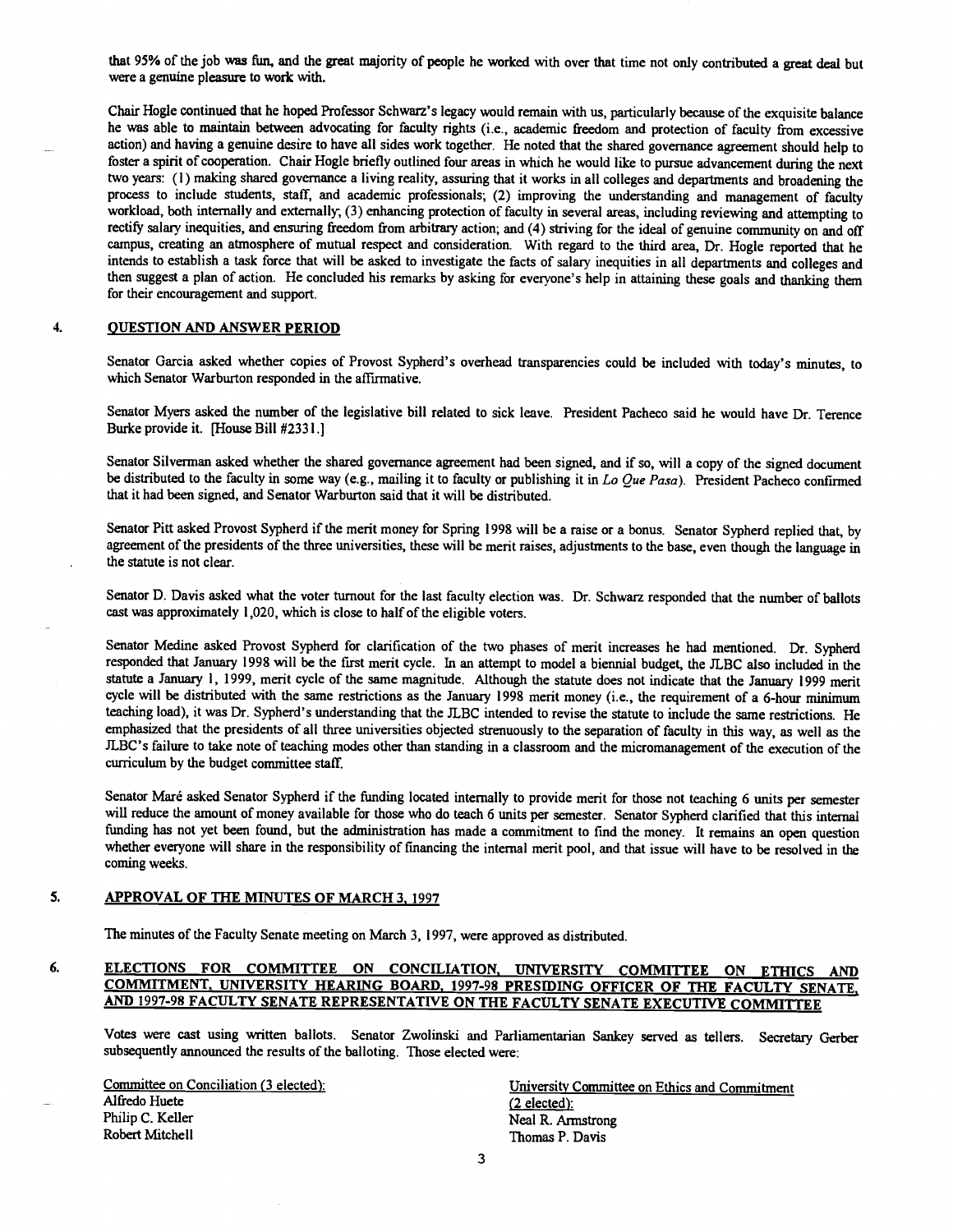that 95% of the job was fun, and the great majority of people he worked with over that time not only contributed a great deal but were a genuine pleasure to work with.

Chair Hogle continued that he hoped Professor Schwarz's legacy would remain with us, particularly because of the exquisite balance he was able to maintain between advocating for faculty rights (i.e., academic freedom and protection of faculty from excessive action) and having a genuine desire to have all sides work together. He noted that the shared governance agreement should help to foster a spirit of cooperation. Chair Hogle briefly outlined four areas in which he would like to pursue advancement during the next two years: (1) making shared governance a living reality, assuring that it works in all colleges and departments and broadening the process to include students, staff, and academic professionals; (2) improving the understanding and management of faculty workload, both internally and externally; (3) enhancing protection of faculty in several areas, including reviewing and attempting to rectify salary inequities, and ensuring freedom from arbitrary action; and (4) striving for the ideal of genuine community on and off campus, creating an atmosphere of mutual respect and consideration. With regard to the third area, Dr. Hogle reported that he intends to establish a task force that will be asked to investigate the facts of salary inequities in all departments and colleges and then suggest a plan of action. He concluded his remarks by asking for everyone's help in attaining these goals and thanking them for their encouragement and support.

## 4. QUESTION AND ANSWER PERIOD

Senator Garcia asked whether copies of Provost Sypherd's overhead transparencies could be included with today's minutes, to which Senator Warburton responded in the affirmative.

Senator Myers asked the number of the legislative bill related to sick leave. President Pacheco said he would have Dr. Terence Burke provide it. [House Bill #2331.]

Senator Silverman asked whether the shared governance agreement had been signed, and if so, will a copy of the signed document be distributed to the faculty in some way (e.g., mailing it to faculty or publishing it in *Lo Que Pasa*). President Pacheco confirmed that it had been signed, and Senator Warburton said that it will be distributed.

Senator Pitt asked Provost Sypherd if the merit money for Spring 1998 will be a raise or a bonus. Senator Sypherd replied that, by agreement of the presidents of the three universities, these will be merit raises, adjustments to the base, even though the language in the statute is not clear.

Senator D. Davis asked what the voter turnout for the last faculty election was. Dr. Schwarz responded that the number of ballots cast was approximately 1,020, which is close to half of the eligible voters.

Senator Medine asked Provost Sypherd for clarification of the two phases of merit increases he had mentioned. Dr. Sypherd responded that January 1998 will be the first merit cycle. In an attempt to model a biennial budget, the JLBC also included in the statute a January 1, 1999, merit cycle of the same magnitude. Although the statute does not indicate that the January 1999 merit cycle will be distributed with the same restrictions as the January 1998 merit money (i.e., the requirement of a 6-hour minimum teaching load), it was Dr. Sypherd's understanding that the JLBC intended to revise the statute to include the same restrictions. He emphasized that the presidents of all three universities objected strenuously to the separation of faculty in this way, as well as the JLBC's failure to take note of teaching modes other than standing in a classroom and the micromanagement of the execution of the curriculum by the budget committee staff.

Senator Maré asked Senator Sypherd if the funding located internally to provide merit for those not teaching 6 units per semester will reduce the amount of money available for those who do teach 6 units per semester. Senator Sypherd clarified that this internal funding has not yet been found, but the administration has made a commitment to find the money. It remains an open question whether everyone will share in the responsibility of financing the internal merit pool, and that issue will have to be resolved in the coming weeks.

## 5. APPROVAL OF THE MINUTES OF MARCH 3, 1997

The minutes of the Faculty Senate meeting on March 3, 1997, were approved as distributed.

## 6. ELECTIONS FOR COMMITTEE ON CONCILIATION, UNIVERSITY COMMITTEE ON ETHICS AND COMMITMENT, UNIVERSITY HEARING BOARD, 1997-98 PRESIDING OFFICER OF THE FACULTY SENATE, AND 1997-98 FACULTY SENATE REPRESENTATIVE ON THE FACULTY SENATE EXECUTIVE COMMITTEE

Votes were cast using written ballots. Senator Zwolinski and Parliamentarian Sankey served as tellers. Secretary Gerber subsequently announced the results of the balloting. Those elected were:

Committee on Conciliation (3 elected):
Alfredo Huete
Philip C. Keller
Robert Mitchell

University Committee on Ethics and Commitment (2 elected):
Neal R. Armstrong
Thomas P. Davis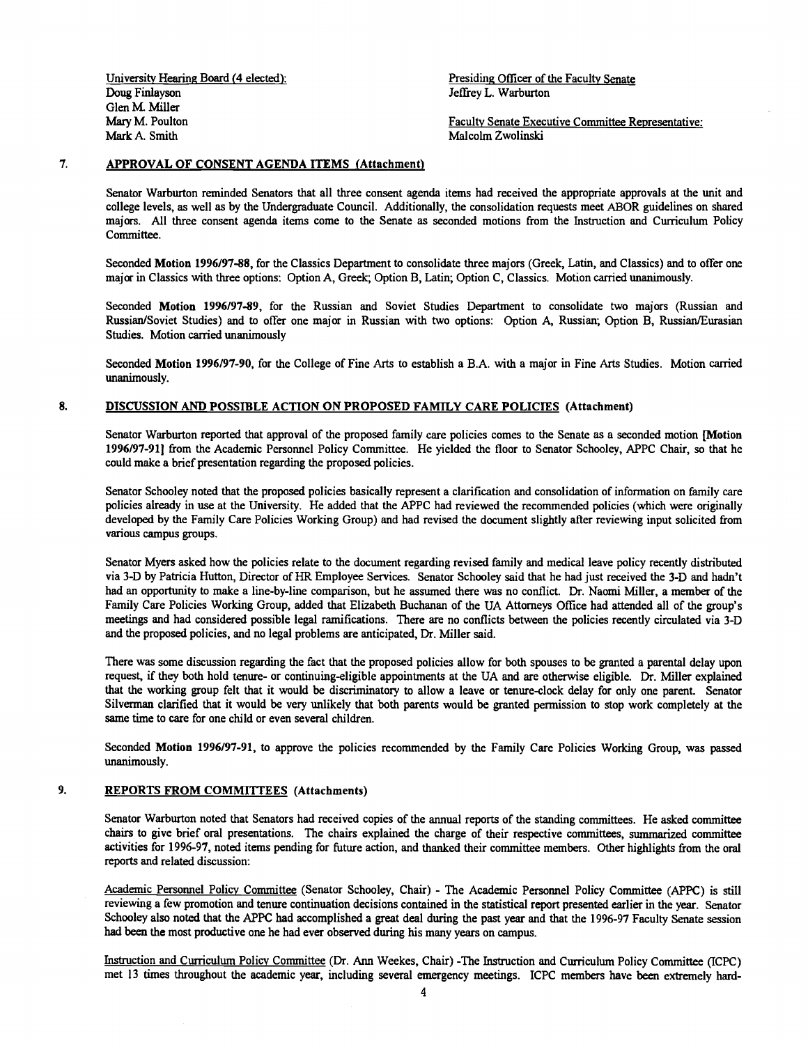University Hearing Board (4 elected):
Doug Finlayson
Glen M. Miller
Mary M. Poulton
Mark A. Smith

Presiding Officer of the Faculty Senate
Jeffrey L. Warburton

Faculty Senate Executive Committee Representative:
Malcolm Zwolinski

## 7. APPROVAL OF CONSENT AGENDA ITEMS (Attachment)

Senator Warburton reminded Senators that all three consent agenda items had received the appropriate approvals at the unit and college levels, as well as by the Undergraduate Council. Additionally, the consolidation requests meet ABOR guidelines on shared majors. All three consent agenda items come to the Senate as seconded motions from the Instruction and Curriculum Policy Committee.

Seconded **Motion 1996/97-88**, for the Classics Department to consolidate three majors (Greek, Latin, and Classics) and to offer one major in Classics with three options: Option A, Greek; Option B, Latin; Option C, Classics. Motion carried unanimously.

Seconded **Motion 1996/97-89**, for the Russian and Soviet Studies Department to consolidate two majors (Russian and Russian/Soviet Studies) and to offer one major in Russian with two options: Option A, Russian; Option B, Russian/Eurasian Studies. Motion carried unanimously

Seconded **Motion 1996/97-90**, for the College of Fine Arts to establish a B.A. with a major in Fine Arts Studies. Motion carried unanimously.

## 8. DISCUSSION AND POSSIBLE ACTION ON PROPOSED FAMILY CARE POLICIES (Attachment)

Senator Warburton reported that approval of the proposed family care policies comes to the Senate as a seconded motion **[Motion 1996/97-91]** from the Academic Personnel Policy Committee. He yielded the floor to Senator Schooley, APPC Chair, so that he could make a brief presentation regarding the proposed policies.

Senator Schooley noted that the proposed policies basically represent a clarification and consolidation of information on family care policies already in use at the University. He added that the APPC had reviewed the recommended policies (which were originally developed by the Family Care Policies Working Group) and had revised the document slightly after reviewing input solicited from various campus groups.

Senator Myers asked how the policies relate to the document regarding revised family and medical leave policy recently distributed via 3-D by Patricia Hutton, Director of HR Employee Services. Senator Schooley said that he had just received the 3-D and hadn't had an opportunity to make a line-by-line comparison, but he assumed there was no conflict. Dr. Naomi Miller, a member of the Family Care Policies Working Group, added that Elizabeth Buchanan of the UA Attorneys Office had attended all of the group's meetings and had considered possible legal ramifications. There are no conflicts between the policies recently circulated via 3-D and the proposed policies, and no legal problems are anticipated, Dr. Miller said.

There was some discussion regarding the fact that the proposed policies allow for both spouses to be granted a parental delay upon request, if they both hold tenure- or continuing-eligible appointments at the UA and are otherwise eligible. Dr. Miller explained that the working group felt that it would be discriminatory to allow a leave or tenure-clock delay for only one parent. Senator Silverman clarified that it would be very unlikely that both parents would be granted permission to stop work completely at the same time to care for one child or even several children.

Seconded **Motion 1996/97-91**, to approve the policies recommended by the Family Care Policies Working Group, was passed unanimously.

## 9. REPORTS FROM COMMITTEES (Attachments)

Senator Warburton noted that Senators had received copies of the annual reports of the standing committees. He asked committee chairs to give brief oral presentations. The chairs explained the charge of their respective committees, summarized committee activities for 1996-97, noted items pending for future action, and thanked their committee members. Other highlights from the oral reports and related discussion:

Academic Personnel Policy Committee (Senator Schooley, Chair) - The Academic Personnel Policy Committee (APPC) is still reviewing a few promotion and tenure continuation decisions contained in the statistical report presented earlier in the year. Senator Schooley also noted that the APPC had accomplished a great deal during the past year and that the 1996-97 Faculty Senate session had been the most productive one he had ever observed during his many years on campus.

Instruction and Curriculum Policy Committee (Dr. Ann Weekes, Chair) -The Instruction and Curriculum Policy Committee (ICPC) met 13 times throughout the academic year, including several emergency meetings. ICPC members have been extremely hard-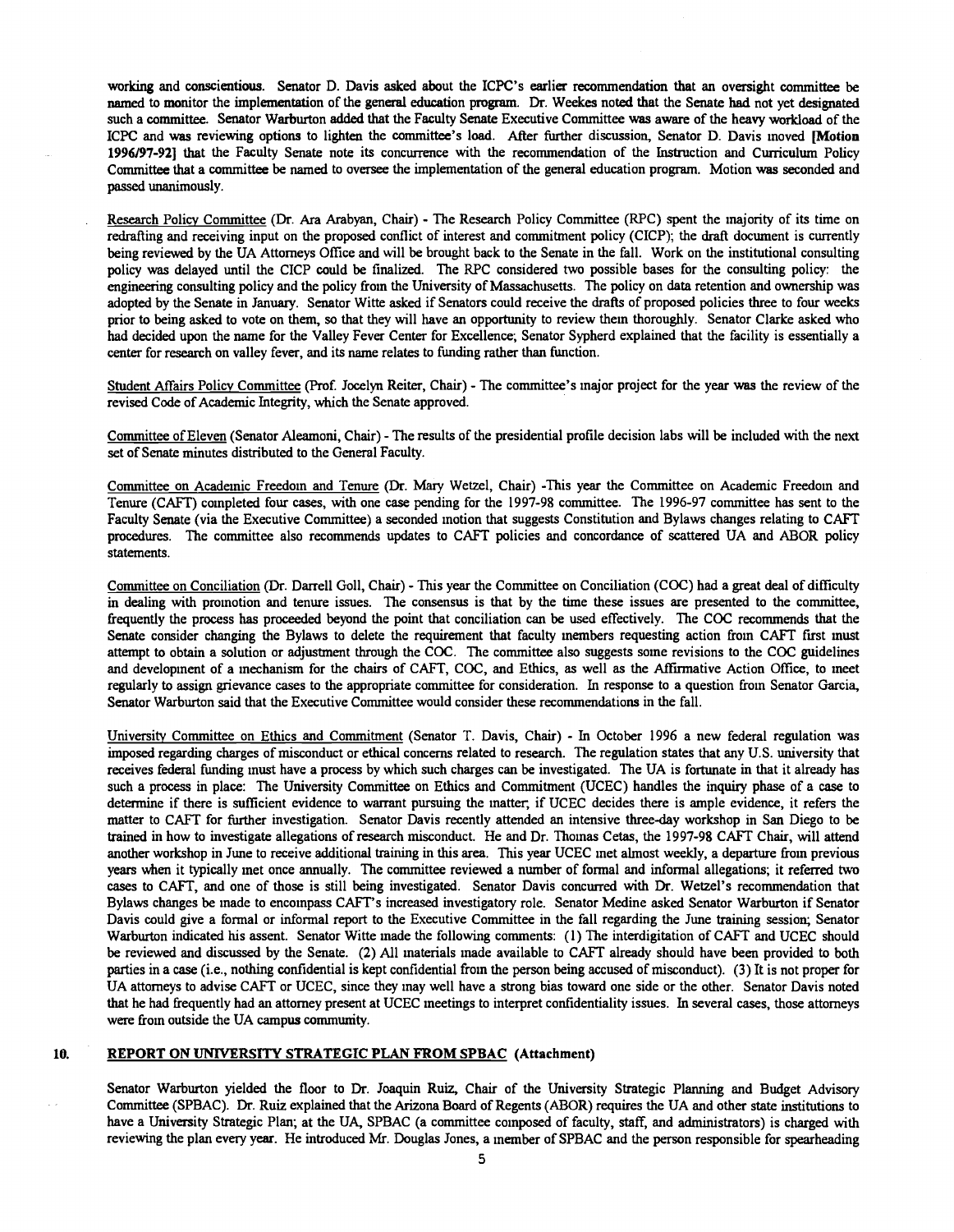working and conscientious. Senator D. Davis asked about the ICPC's earlier recommendation that an oversight committee be named to monitor the implementation of the general education program. Dr. Weekes noted that the Senate had not yet designated such a committee. Senator Warburton added that the Faculty Senate Executive Committee was aware of the heavy workload of the ICPC and was reviewing options to lighten the committee's load. After further discussion, Senator D. Davis moved **[Motion 1996/97-92]** that the Faculty Senate note its concurrence with the recommendation of the Instruction and Curriculum Policy Committee that a committee be named to oversee the implementation of the general education program. Motion was seconded and passed unanimously.

Research Policy Committee (Dr. Ara Arabyan, Chair) - The Research Policy Committee (RPC) spent the majority of its time on redrafting and receiving input on the proposed conflict of interest and commitment policy (CICP); the draft document is currently being reviewed by the UA Attorneys Office and will be brought back to the Senate in the fall. Work on the institutional consulting policy was delayed until the CICP could be finalized. The RPC considered two possible bases for the consulting policy: the engineering consulting policy and the policy from the University of Massachusetts. The policy on data retention and ownership was adopted by the Senate in January. Senator Witte asked if Senators could receive the drafts of proposed policies three to four weeks prior to being asked to vote on them, so that they will have an opportunity to review them thoroughly. Senator Clarke asked who had decided upon the name for the Valley Fever Center for Excellence; Senator Sypherd explained that the facility is essentially a center for research on valley fever, and its name relates to funding rather than function.

Student Affairs Policy Committee (Prof. Jocelyn Reiter, Chair) - The committee's major project for the year was the review of the revised Code of Academic Integrity, which the Senate approved.

Committee of Eleven (Senator Aleamoni, Chair) - The results of the presidential profile decision labs will be included with the next set of Senate minutes distributed to the General Faculty.

Committee on Academic Freedom and Tenure (Dr. Mary Wetzel, Chair) -This year the Committee on Academic Freedom and Tenure (CAFT) completed four cases, with one case pending for the 1997-98 committee. The 1996-97 committee has sent to the Faculty Senate (via the Executive Committee) a seconded motion that suggests Constitution and Bylaws changes relating to CAFT procedures. The committee also recommends updates to CAFT policies and concordance of scattered UA and ABOR policy statements.

Committee on Conciliation (Dr. Darrell Goll, Chair) - This year the Committee on Conciliation (COC) had a great deal of difficulty in dealing with promotion and tenure issues. The consensus is that by the time these issues are presented to the committee, frequently the process has proceeded beyond the point that conciliation can be used effectively. The COC recommends that the Senate consider changing the Bylaws to delete the requirement that faculty members requesting action from CAFT first must attempt to obtain a solution or adjustment through the COC. The committee also suggests some revisions to the COC guidelines and development of a mechanism for the chairs of CAFT, COC, and Ethics, as well as the Affirmative Action Office, to meet regularly to assign grievance cases to the appropriate committee for consideration. In response to a question from Senator Garcia, Senator Warburton said that the Executive Committee would consider these recommendations in the fall.

University Committee on Ethics and Commitment (Senator T. Davis, Chair) - In October 1996 a new federal regulation was imposed regarding charges of misconduct or ethical concerns related to research. The regulation states that any U.S. university that receives federal funding must have a process by which such charges can be investigated. The UA is fortunate in that it already has such a process in place: The University Committee on Ethics and Commitment (UCEC) handles the inquiry phase of a case to determine if there is sufficient evidence to warrant pursuing the matter; if UCEC decides there is ample evidence, it refers the matter to CAFT for further investigation. Senator Davis recently attended an intensive three-day workshop in San Diego to be trained in how to investigate allegations of research misconduct. He and Dr. Thomas Cetas, the 1997-98 CAFT Chair, will attend another workshop in June to receive additional training in this area. This year UCEC met almost weekly, a departure from previous years when it typically met once annually. The committee reviewed a number of formal and informal allegations; it referred two cases to CAFT, and one of those is still being investigated. Senator Davis concurred with Dr. Wetzel's recommendation that Bylaws changes be made to encompass CAFT's increased investigatory role. Senator Medine asked Senator Warburton if Senator Davis could give a formal or informal report to the Executive Committee in the fall regarding the June training session; Senator Warburton indicated his assent. Senator Witte made the following comments: (1) The interdigitation of CAFT and UCEC should be reviewed and discussed by the Senate. (2) All materials made available to CAFT already should have been provided to both parties in a case (i.e., nothing confidential is kept confidential from the person being accused of misconduct). (3) It is not proper for UA attorneys to advise CAFT or UCEC, since they may well have a strong bias toward one side or the other. Senator Davis noted that he had frequently had an attorney present at UCEC meetings to interpret confidentiality issues. In several cases, those attorneys were from outside the UA campus community.

## 10. REPORT ON UNIVERSITY STRATEGIC PLAN FROM SPBAC (Attachment)

Senator Warburton yielded the floor to Dr. Joaquin Ruiz, Chair of the University Strategic Planning and Budget Advisory Committee (SPBAC). Dr. Ruiz explained that the Arizona Board of Regents (ABOR) requires the UA and other state institutions to have a University Strategic Plan; at the UA, SPBAC (a committee composed of faculty, staff, and administrators) is charged with reviewing the plan every year. He introduced Mr. Douglas Jones, a member of SPBAC and the person responsible for spearheading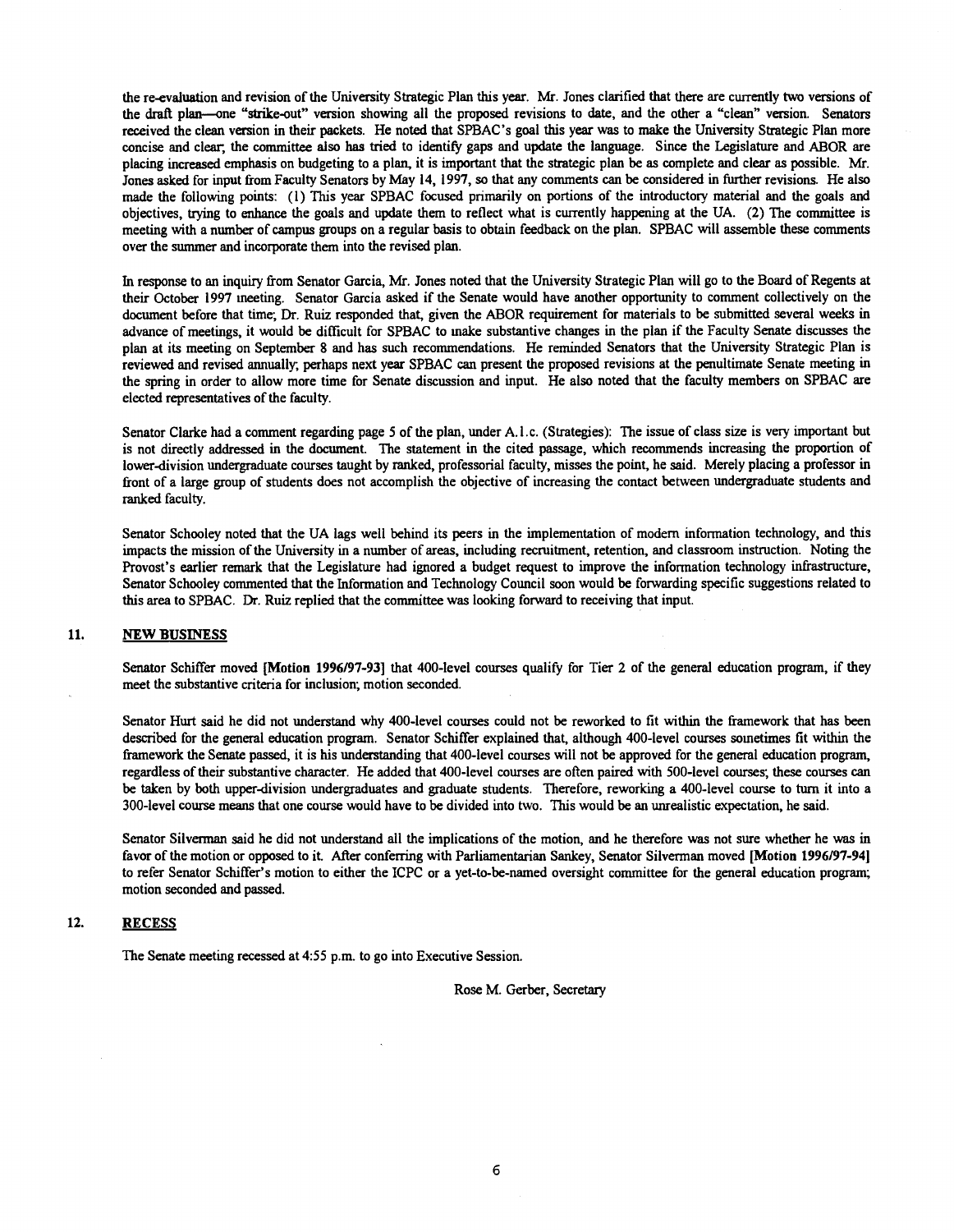the re-evaluation and revision of the University Strategic Plan this year. Mr. Jones clarified that there are currently two versions of the draft plan—one "strike-out" version showing all the proposed revisions to date, and the other a "clean" version. Senators received the clean version in their packets. He noted that SPBAC's goal this year was to make the University Strategic Plan more concise and clear; the committee also has tried to identify gaps and update the language. Since the Legislature and ABOR are placing increased emphasis on budgeting to a plan, it is important that the strategic plan be as complete and clear as possible. Mr. Jones asked for input from Faculty Senators by May 14, 1997, so that any comments can be considered in further revisions. He also made the following points: (1) This year SPBAC focused primarily on portions of the introductory material and the goals and objectives, trying to enhance the goals and update them to reflect what is currently happening at the UA. (2) The committee is meeting with a number of campus groups on a regular basis to obtain feedback on the plan. SPBAC will assemble these comments over the summer and incorporate them into the revised plan.

In response to an inquiry from Senator Garcia, Mr. Jones noted that the University Strategic Plan will go to the Board of Regents at their October 1997 meeting. Senator Garcia asked if the Senate would have another opportunity to comment collectively on the document before that time; Dr. Ruiz responded that, given the ABOR requirement for materials to be submitted several weeks in advance of meetings, it would be difficult for SPBAC to make substantive changes in the plan if the Faculty Senate discusses the plan at its meeting on September 8 and has such recommendations. He reminded Senators that the University Strategic Plan is reviewed and revised annually; perhaps next year SPBAC can present the proposed revisions at the penultimate Senate meeting in the spring in order to allow more time for Senate discussion and input. He also noted that the faculty members on SPBAC are elected representatives of the faculty.

Senator Clarke had a comment regarding page 5 of the plan, under A.1.c. (Strategies): The issue of class size is very important but is not directly addressed in the document. The statement in the cited passage, which recommends increasing the proportion of lower-division undergraduate courses taught by ranked, professorial faculty, misses the point, he said. Merely placing a professor in front of a large group of students does not accomplish the objective of increasing the contact between undergraduate students and ranked faculty.

Senator Schooley noted that the UA lags well behind its peers in the implementation of modern information technology, and this impacts the mission of the University in a number of areas, including recruitment, retention, and classroom instruction. Noting the Provost's earlier remark that the Legislature had ignored a budget request to improve the information technology infrastructure, Senator Schooley commented that the Information and Technology Council soon would be forwarding specific suggestions related to this area to SPBAC. Dr. Ruiz replied that the committee was looking forward to receiving that input.

## 11. NEW BUSINESS

Senator Schiffer moved **[Motion 1996/97-93]** that 400-level courses qualify for Tier 2 of the general education program, if they meet the substantive criteria for inclusion; motion seconded.

Senator Hurt said he did not understand why 400-level courses could not be reworked to fit within the framework that has been described for the general education program. Senator Schiffer explained that, although 400-level courses sometimes fit within the framework the Senate passed, it is his understanding that 400-level courses will not be approved for the general education program, regardless of their substantive character. He added that 400-level courses are often paired with 500-level courses; these courses can be taken by both upper-division undergraduates and graduate students. Therefore, reworking a 400-level course to turn it into a 300-level course means that one course would have to be divided into two. This would be an unrealistic expectation, he said.

Senator Silverman said he did not understand all the implications of the motion, and he therefore was not sure whether he was in favor of the motion or opposed to it. After conferring with Parliamentarian Sankey, Senator Silverman moved **[Motion 1996/97-94]** to refer Senator Schiffer's motion to either the ICPC or a yet-to-be-named oversight committee for the general education program; motion seconded and passed.

## 12. RECESS

The Senate meeting recessed at 4:55 p.m. to go into Executive Session.

Rose M. Gerber, Secretary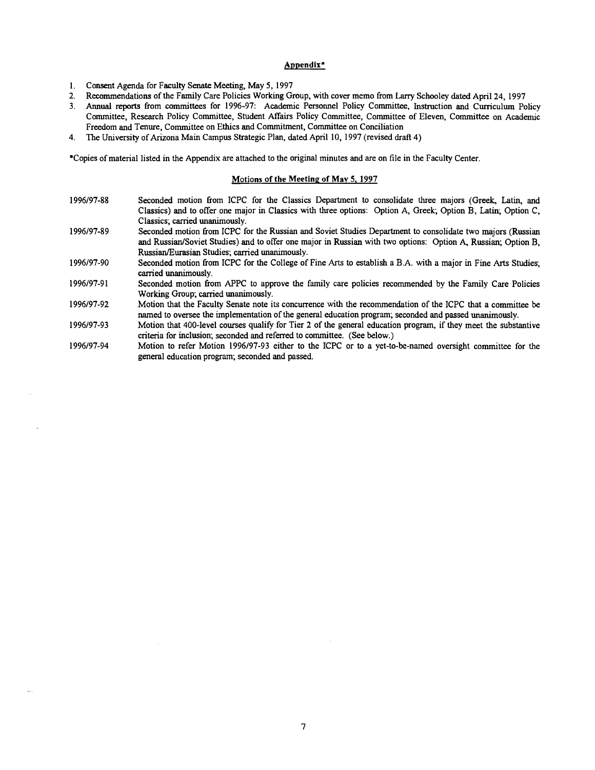## Appendix*

1. Consent Agenda for Faculty Senate Meeting, May 5, 1997
2. Recommendations of the Family Care Policies Working Group, with cover memo from Larry Schooley dated April 24, 1997
3. Annual reports from committees for 1996-97: Academic Personnel Policy Committee, Instruction and Curriculum Policy Committee, Research Policy Committee, Student Affairs Policy Committee, Committee of Eleven, Committee on Academic Freedom and Tenure, Committee on Ethics and Commitment, Committee on Conciliation
4. The University of Arizona Main Campus Strategic Plan, dated April 10, 1997 (revised draft 4)

*Copies of material listed in the Appendix are attached to the original minutes and are on file in the Faculty Center.

## Motions of the Meeting of May 5, 1997

1996/97-88 Seconded motion from ICPC for the Classics Department to consolidate three majors (Greek, Latin, and Classics) and to offer one major in Classics with three options: Option A, Greek; Option B, Latin; Option C, Classics; carried unanimously.

1996/97-89 Seconded motion from ICPC for the Russian and Soviet Studies Department to consolidate two majors (Russian and Russian/Soviet Studies) and to offer one major in Russian with two options: Option A, Russian; Option B, Russian/Eurasian Studies; carried unanimously.

1996/97-90 Seconded motion from ICPC for the College of Fine Arts to establish a B.A. with a major in Fine Arts Studies; carried unanimously.

1996/97-91 Seconded motion from APPC to approve the family care policies recommended by the Family Care Policies Working Group; carried unanimously.

1996/97-92 Motion that the Faculty Senate note its concurrence with the recommendation of the ICPC that a committee be named to oversee the implementation of the general education program; seconded and passed unanimously.

1996/97-93 Motion that 400-level courses qualify for Tier 2 of the general education program, if they meet the substantive criteria for inclusion; seconded and referred to committee. (See below.)

1996/97-94 Motion to refer Motion 1996/97-93 either to the ICPC or to a yet-to-be-named oversight committee for the general education program; seconded and passed.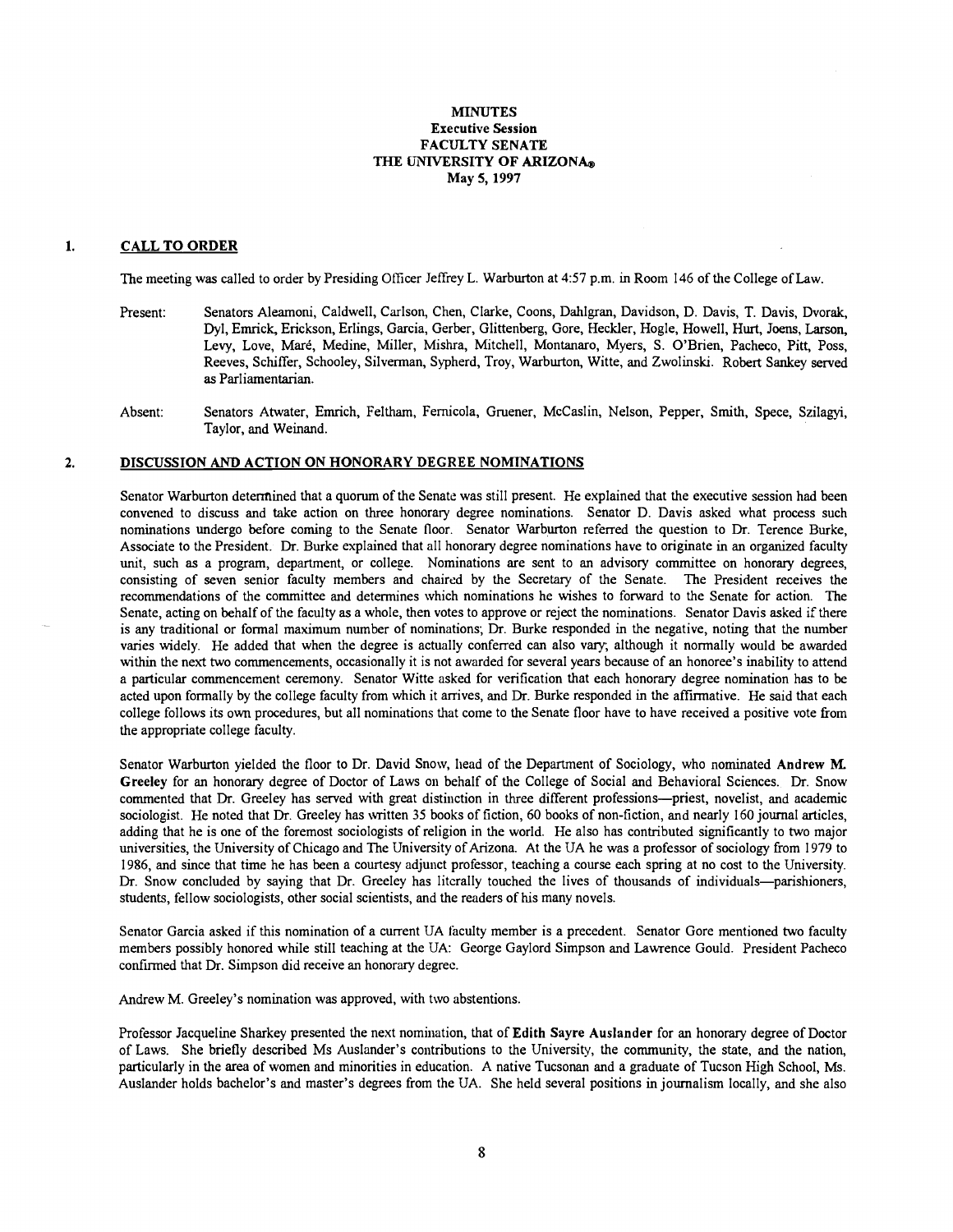**MINUTES**
**Executive Session**
**FACULTY SENATE**
**THE UNIVERSITY OF ARIZONA®**
**May 5, 1997**

## 1. CALL TO ORDER

The meeting was called to order by Presiding Officer Jeffrey L. Warburton at 4:57 p.m. in Room 146 of the College of Law.

Present: Senators Aleamoni, Caldwell, Carlson, Chen, Clarke, Coons, Dahlgran, Davidson, D. Davis, T. Davis, Dvorak, Dyl, Emrick, Erickson, Erlings, Garcia, Gerber, Glittenberg, Gore, Heckler, Hogle, Howell, Hurt, Joens, Larson, Levy, Love, Maré, Medine, Miller, Mishra, Mitchell, Montanaro, Myers, S. O'Brien, Pacheco, Pitt, Poss, Reeves, Schiffer, Schooley, Silverman, Sypherd, Troy, Warburton, Witte, and Zwolinski. Robert Sankey served as Parliamentarian.

Absent: Senators Atwater, Emrich, Feltham, Fernicola, Gruener, McCaslin, Nelson, Pepper, Smith, Spece, Szilagyi, Taylor, and Weinand.

## 2. DISCUSSION AND ACTION ON HONORARY DEGREE NOMINATIONS

Senator Warburton determined that a quorum of the Senate was still present. He explained that the executive session had been convened to discuss and take action on three honorary degree nominations. Senator D. Davis asked what process such nominations undergo before coming to the Senate floor. Senator Warburton referred the question to Dr. Terence Burke, Associate to the President. Dr. Burke explained that all honorary degree nominations have to originate in an organized faculty unit, such as a program, department, or college. Nominations are sent to an advisory committee on honorary degrees, consisting of seven senior faculty members and chaired by the Secretary of the Senate. The President receives the recommendations of the committee and determines which nominations he wishes to forward to the Senate for action. The Senate, acting on behalf of the faculty as a whole, then votes to approve or reject the nominations. Senator Davis asked if there is any traditional or formal maximum number of nominations; Dr. Burke responded in the negative, noting that the number varies widely. He added that when the degree is actually conferred can also vary; although it normally would be awarded within the next two commencements, occasionally it is not awarded for several years because of an honoree's inability to attend a particular commencement ceremony. Senator Witte asked for verification that each honorary degree nomination has to be acted upon formally by the college faculty from which it arrives, and Dr. Burke responded in the affirmative. He said that each college follows its own procedures, but all nominations that come to the Senate floor have to have received a positive vote from the appropriate college faculty.

Senator Warburton yielded the floor to Dr. David Snow, head of the Department of Sociology, who nominated **Andrew M. Greeley** for an honorary degree of Doctor of Laws on behalf of the College of Social and Behavioral Sciences. Dr. Snow commented that Dr. Greeley has served with great distinction in three different professions—priest, novelist, and academic sociologist. He noted that Dr. Greeley has written 35 books of fiction, 60 books of non-fiction, and nearly 160 journal articles, adding that he is one of the foremost sociologists of religion in the world. He also has contributed significantly to two major universities, the University of Chicago and The University of Arizona. At the UA he was a professor of sociology from 1979 to 1986, and since that time he has been a courtesy adjunct professor, teaching a course each spring at no cost to the University. Dr. Snow concluded by saying that Dr. Greeley has literally touched the lives of thousands of individuals—parishioners, students, fellow sociologists, other social scientists, and the readers of his many novels.

Senator Garcia asked if this nomination of a current UA faculty member is a precedent. Senator Gore mentioned two faculty members possibly honored while still teaching at the UA: George Gaylord Simpson and Lawrence Gould. President Pacheco confirmed that Dr. Simpson did receive an honorary degree.

Andrew M. Greeley's nomination was approved, with two abstentions.

Professor Jacqueline Sharkey presented the next nomination, that of **Edith Sayre Auslander** for an honorary degree of Doctor of Laws. She briefly described Ms Auslander's contributions to the University, the community, the state, and the nation, particularly in the area of women and minorities in education. A native Tucsonan and a graduate of Tucson High School, Ms. Auslander holds bachelor's and master's degrees from the UA. She held several positions in journalism locally, and she also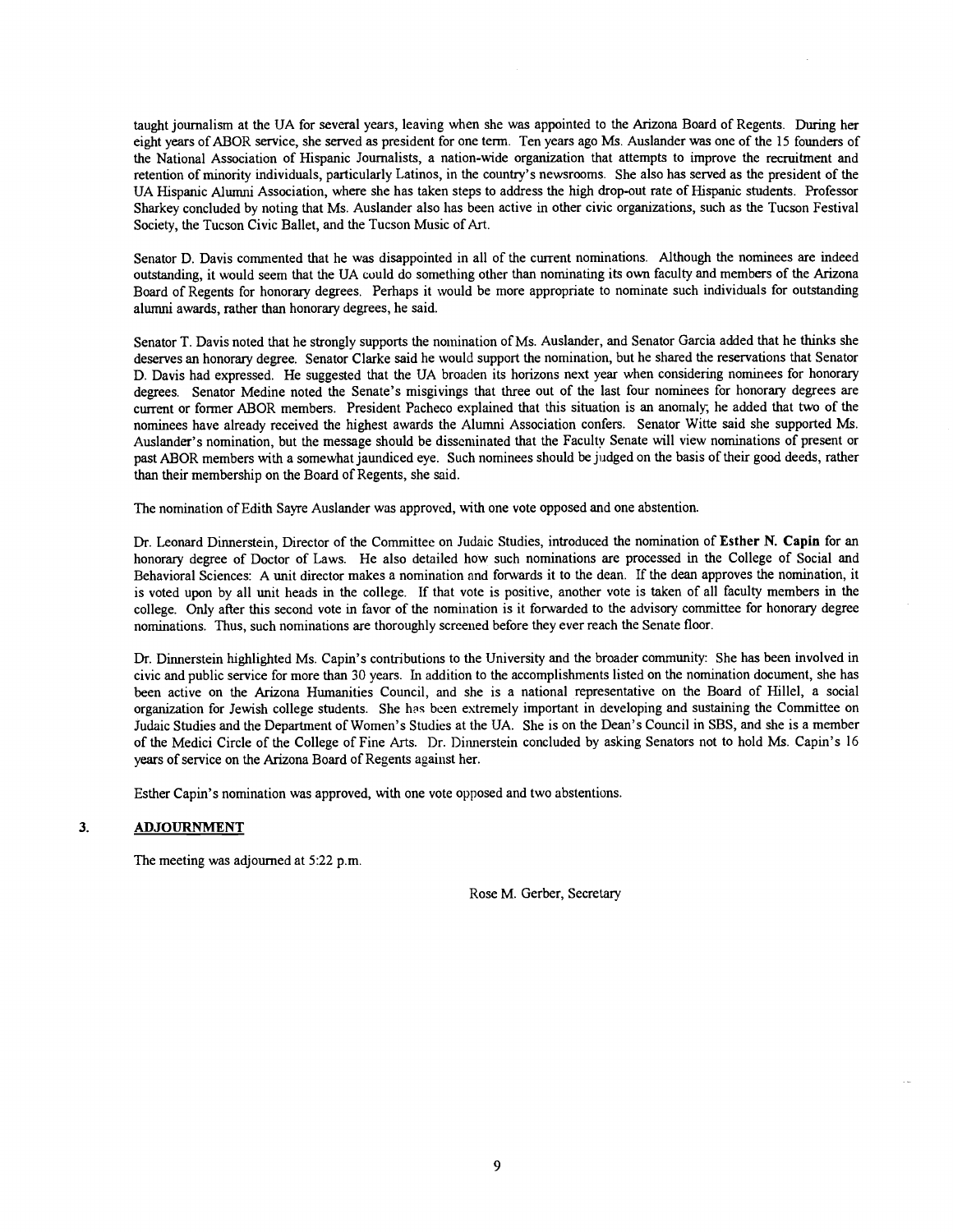taught journalism at the UA for several years, leaving when she was appointed to the Arizona Board of Regents. During her eight years of ABOR service, she served as president for one term. Ten years ago Ms. Auslander was one of the 15 founders of the National Association of Hispanic Journalists, a nation-wide organization that attempts to improve the recruitment and retention of minority individuals, particularly Latinos, in the country's newsrooms. She also has served as the president of the UA Hispanic Alumni Association, where she has taken steps to address the high drop-out rate of Hispanic students. Professor Sharkey concluded by noting that Ms. Auslander also has been active in other civic organizations, such as the Tucson Festival Society, the Tucson Civic Ballet, and the Tucson Music of Art.

Senator D. Davis commented that he was disappointed in all of the current nominations. Although the nominees are indeed outstanding, it would seem that the UA could do something other than nominating its own faculty and members of the Arizona Board of Regents for honorary degrees. Perhaps it would be more appropriate to nominate such individuals for outstanding alumni awards, rather than honorary degrees, he said.

Senator T. Davis noted that he strongly supports the nomination of Ms. Auslander, and Senator Garcia added that he thinks she deserves an honorary degree. Senator Clarke said he would support the nomination, but he shared the reservations that Senator D. Davis had expressed. He suggested that the UA broaden its horizons next year when considering nominees for honorary degrees. Senator Medine noted the Senate's misgivings that three out of the last four nominees for honorary degrees are current or former ABOR members. President Pacheco explained that this situation is an anomaly; he added that two of the nominees have already received the highest awards the Alumni Association confers. Senator Witte said she supported Ms. Auslander's nomination, but the message should be disseminated that the Faculty Senate will view nominations of present or past ABOR members with a somewhat jaundiced eye. Such nominees should be judged on the basis of their good deeds, rather than their membership on the Board of Regents, she said.

The nomination of Edith Sayre Auslander was approved, with one vote opposed and one abstention.

Dr. Leonard Dinnerstein, Director of the Committee on Judaic Studies, introduced the nomination of **Esther N. Capin** for an honorary degree of Doctor of Laws. He also detailed how such nominations are processed in the College of Social and Behavioral Sciences: A unit director makes a nomination and forwards it to the dean. If the dean approves the nomination, it is voted upon by all unit heads in the college. If that vote is positive, another vote is taken of all faculty members in the college. Only after this second vote in favor of the nomination is it forwarded to the advisory committee for honorary degree nominations. Thus, such nominations are thoroughly screened before they ever reach the Senate floor.

Dr. Dinnerstein highlighted Ms. Capin's contributions to the University and the broader community: She has been involved in civic and public service for more than 30 years. In addition to the accomplishments listed on the nomination document, she has been active on the Arizona Humanities Council, and she is a national representative on the Board of Hillel, a social organization for Jewish college students. She has been extremely important in developing and sustaining the Committee on Judaic Studies and the Department of Women's Studies at the UA. She is on the Dean's Council in SBS, and she is a member of the Medici Circle of the College of Fine Arts. Dr. Dinnerstein concluded by asking Senators not to hold Ms. Capin's 16 years of service on the Arizona Board of Regents against her.

Esther Capin's nomination was approved, with one vote opposed and two abstentions.

## 3. ADJOURNMENT

The meeting was adjourned at 5:22 p.m.

Rose M. Gerber, Secretary